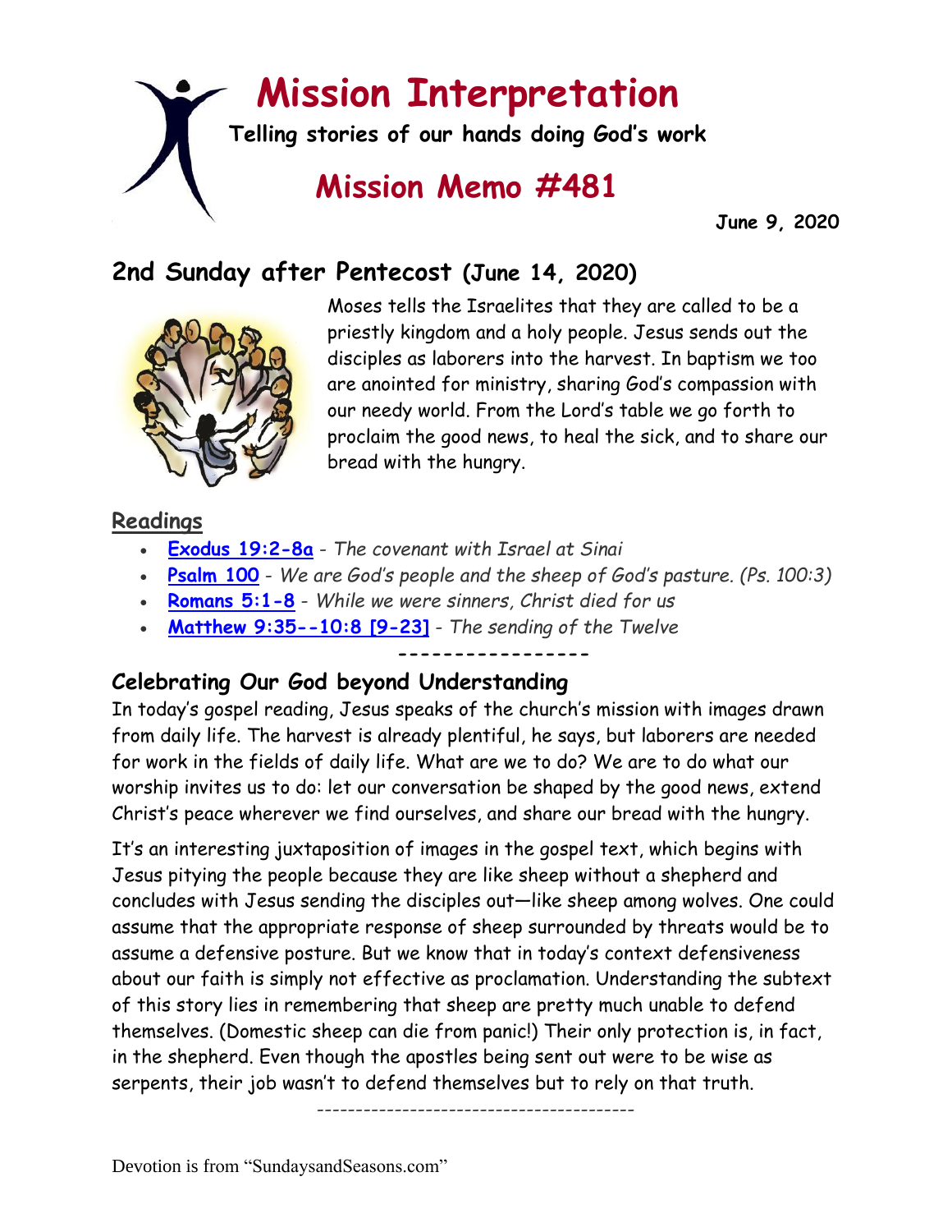# Mission Interpretation

**Telling stories of our hands doing God's work**

## Mission Memo #481

**June 9, 2020**

## 2nd Sunday after Pentecost (June 14, 2020)

Moses tells the Israelites that they are called to be a priestly kingdom and a holy people. Jesus sends out the disciples as laborers into the harvest. In baptism we too are anointed for ministry, sharing God's compassion with our needy world. From the Lord's table we go forth to proclaim the good news, to heal the sick, and to share our bread with the hungry.

### Readings

- **Exodus 19:2-8a** - *The covenant with Israel at Sinai*
- **Psalm 100** - *We are God's people and the sheep of God's pasture. (Ps. 100:3)*
- **Romans 5:1-8** - *While we were sinners, Christ died for us*
- **Matthew 9:35--10:8 [9-23]** - *The sending of the Twelve*

-----------------

### Celebrating Our God beyond Understanding

In today's gospel reading, Jesus speaks of the church's mission with images drawn from daily life. The harvest is already plentiful, he says, but laborers are needed for work in the fields of daily life. What are we to do? We are to do what our worship invites us to do: let our conversation be shaped by the good news, extend Christ's peace wherever we find ourselves, and share our bread with the hungry.

It's an interesting juxtaposition of images in the gospel text, which begins with Jesus pitying the people because they are like sheep without a shepherd and concludes with Jesus sending the disciples out—like sheep among wolves. One could assume that the appropriate response of sheep surrounded by threats would be to assume a defensive posture. But we know that in today's context defensiveness about our faith is simply not effective as proclamation. Understanding the subtext of this story lies in remembering that sheep are pretty much unable to defend themselves. (Domestic sheep can die from panic!) Their only protection is, in fact, in the shepherd. Even though the apostles being sent out were to be wise as serpents, their job wasn't to defend themselves but to rely on that truth.

----------------------------------------

Devotion is from "SundaysandSeasons.com"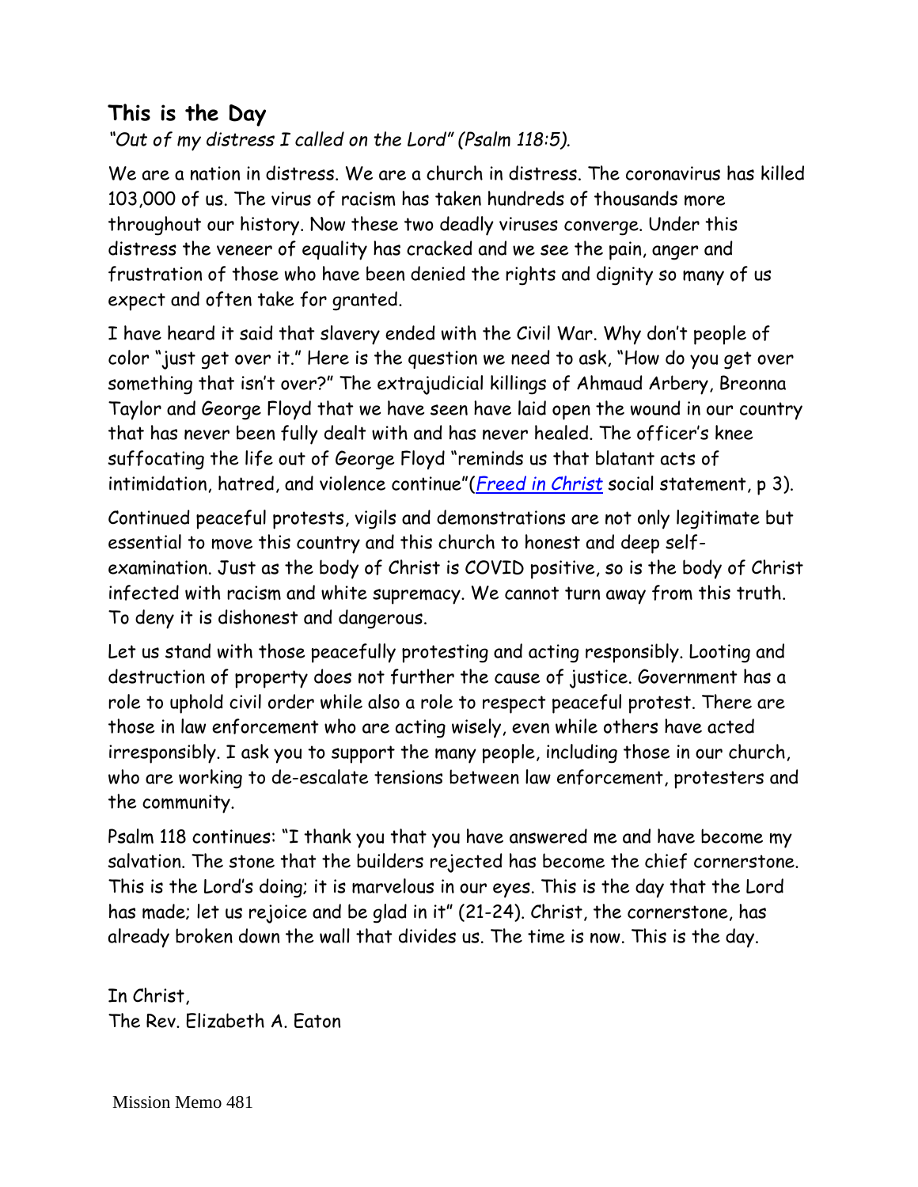## This is the Day

*"Out of my distress I called on the Lord" (Psalm 118:5).*

We are a nation in distress. We are a church in distress. The coronavirus has killed 103,000 of us. The virus of racism has taken hundreds of thousands more throughout our history. Now these two deadly viruses converge. Under this distress the veneer of equality has cracked and we see the pain, anger and frustration of those who have been denied the rights and dignity so many of us expect and often take for granted.

I have heard it said that slavery ended with the Civil War. Why don't people of color "just get over it." Here is the question we need to ask, "How do you get over something that isn't over?" The extrajudicial killings of Ahmaud Arbery, Breonna Taylor and George Floyd that we have seen have laid open the wound in our country that has never been fully dealt with and has never healed. The officer's knee suffocating the life out of George Floyd "reminds us that blatant acts of intimidation, hatred, and violence continue"(*Freed in Christ* social statement, p 3).

Continued peaceful protests, vigils and demonstrations are not only legitimate but essential to move this country and this church to honest and deep self-examination. Just as the body of Christ is COVID positive, so is the body of Christ infected with racism and white supremacy. We cannot turn away from this truth. To deny it is dishonest and dangerous.

Let us stand with those peacefully protesting and acting responsibly. Looting and destruction of property does not further the cause of justice. Government has a role to uphold civil order while also a role to respect peaceful protest. There are those in law enforcement who are acting wisely, even while others have acted irresponsibly. I ask you to support the many people, including those in our church, who are working to de-escalate tensions between law enforcement, protesters and the community.

Psalm 118 continues: "I thank you that you have answered me and have become my salvation. The stone that the builders rejected has become the chief cornerstone. This is the Lord's doing; it is marvelous in our eyes. This is the day that the Lord has made; let us rejoice and be glad in it" (21-24). Christ, the cornerstone, has already broken down the wall that divides us. The time is now. This is the day.

In Christ,
The Rev. Elizabeth A. Eaton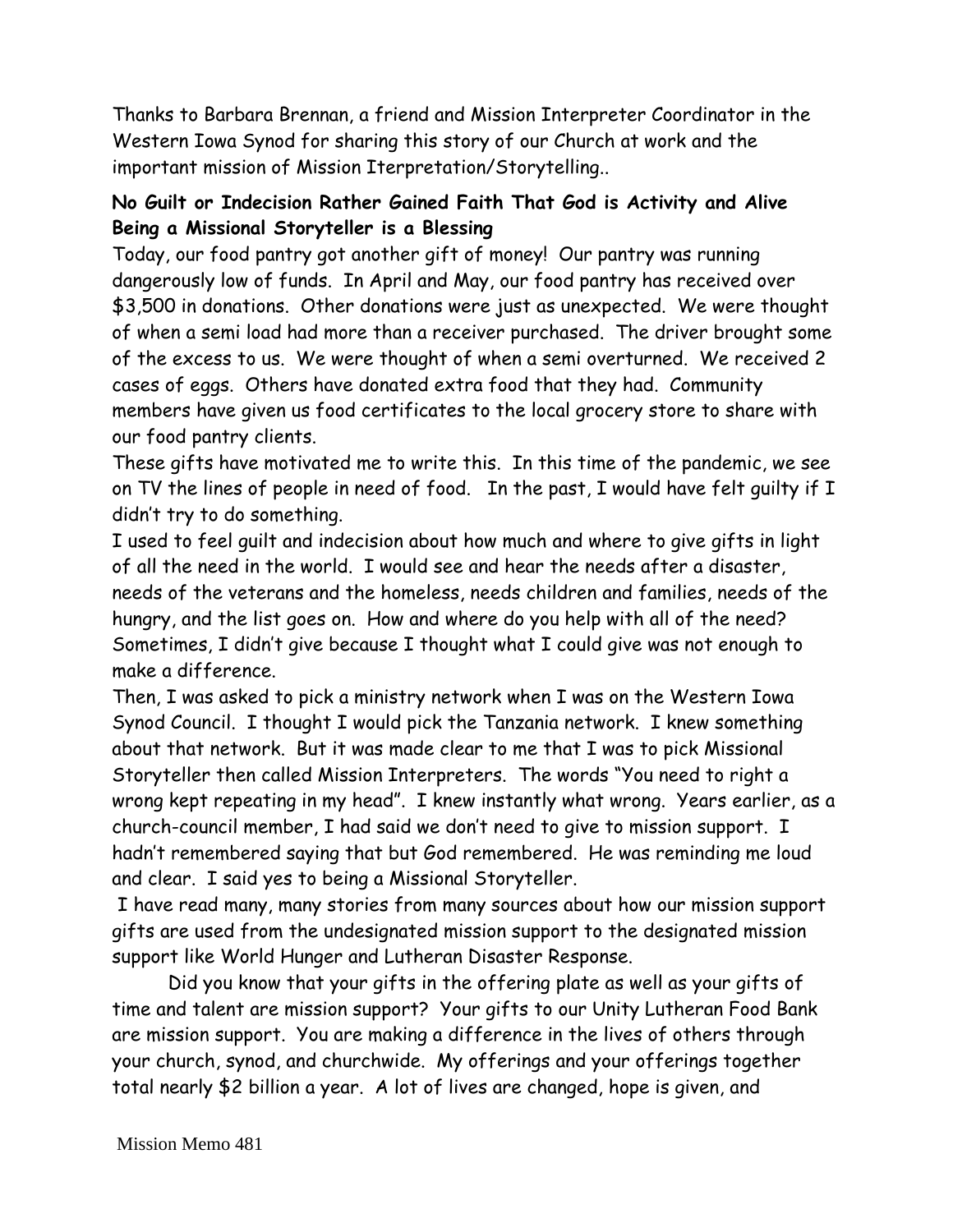Thanks to Barbara Brennan, a friend and Mission Interpreter Coordinator in the Western Iowa Synod for sharing this story of our Church at work and the important mission of Mission Iterpretation/Storytelling..

**No Guilt or Indecision Rather Gained Faith That God is Activity and Alive Being a Missional Storyteller is a Blessing**

Today, our food pantry got another gift of money! Our pantry was running dangerously low of funds. In April and May, our food pantry has received over $3,500 in donations. Other donations were just as unexpected. We were thought of when a semi load had more than a receiver purchased. The driver brought some of the excess to us. We were thought of when a semi overturned. We received 2 cases of eggs. Others have donated extra food that they had. Community members have given us food certificates to the local grocery store to share with our food pantry clients.

These gifts have motivated me to write this. In this time of the pandemic, we see on TV the lines of people in need of food. In the past, I would have felt guilty if I didn't try to do something.

I used to feel guilt and indecision about how much and where to give gifts in light of all the need in the world. I would see and hear the needs after a disaster, needs of the veterans and the homeless, needs children and families, needs of the hungry, and the list goes on. How and where do you help with all of the need? Sometimes, I didn't give because I thought what I could give was not enough to make a difference.

Then, I was asked to pick a ministry network when I was on the Western Iowa Synod Council. I thought I would pick the Tanzania network. I knew something about that network. But it was made clear to me that I was to pick Missional Storyteller then called Mission Interpreters. The words "You need to right a wrong kept repeating in my head". I knew instantly what wrong. Years earlier, as a church-council member, I had said we don't need to give to mission support. I hadn't remembered saying that but God remembered. He was reminding me loud and clear. I said yes to being a Missional Storyteller.

I have read many, many stories from many sources about how our mission support gifts are used from the undesignated mission support to the designated mission support like World Hunger and Lutheran Disaster Response.

Did you know that your gifts in the offering plate as well as your gifts of time and talent are mission support? Your gifts to our Unity Lutheran Food Bank are mission support. You are making a difference in the lives of others through your church, synod, and churchwide. My offerings and your offerings together total nearly $2 billion a year. A lot of lives are changed, hope is given, and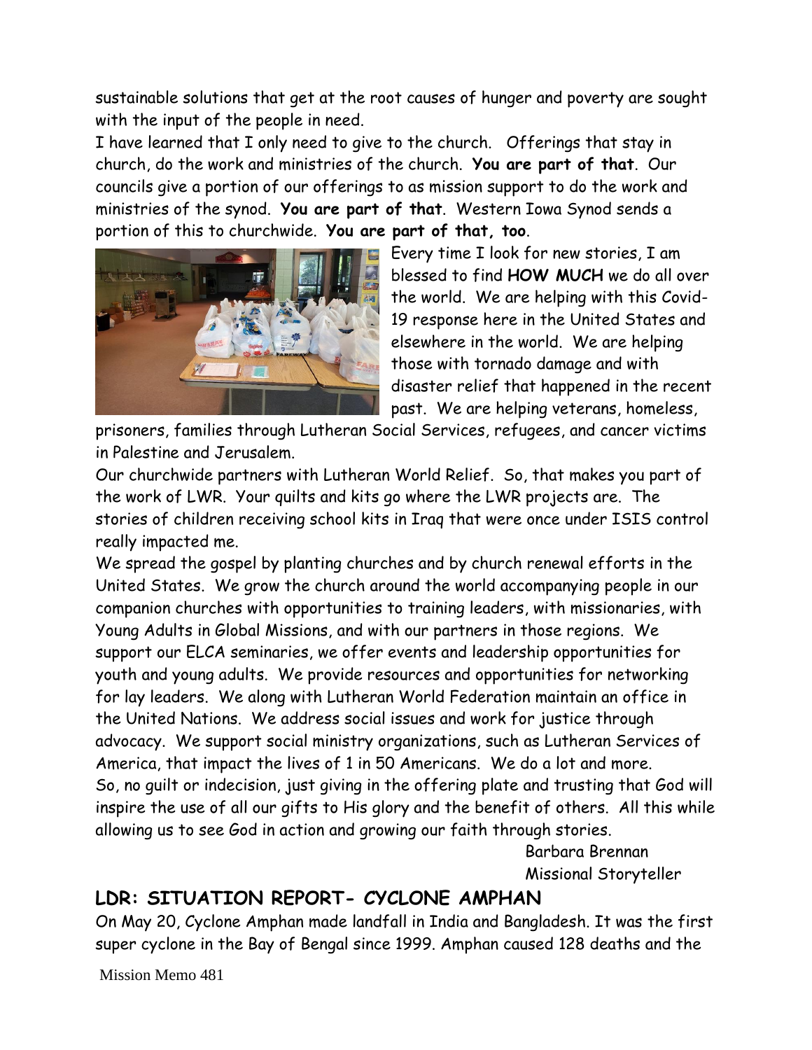sustainable solutions that get at the root causes of hunger and poverty are sought with the input of the people in need.

I have learned that I only need to give to the church. Offerings that stay in church, do the work and ministries of the church. **You are part of that**. Our councils give a portion of our offerings to as mission support to do the work and ministries of the synod. **You are part of that**. Western Iowa Synod sends a portion of this to churchwide. **You are part of that, too**.

Every time I look for new stories, I am blessed to find **HOW MUCH** we do all over the world. We are helping with this Covid-19 response here in the United States and elsewhere in the world. We are helping those with tornado damage and with disaster relief that happened in the recent past. We are helping veterans, homeless, prisoners, families through Lutheran Social Services, refugees, and cancer victims in Palestine and Jerusalem.

Our churchwide partners with Lutheran World Relief. So, that makes you part of the work of LWR. Your quilts and kits go where the LWR projects are. The stories of children receiving school kits in Iraq that were once under ISIS control really impacted me.

We spread the gospel by planting churches and by church renewal efforts in the United States. We grow the church around the world accompanying people in our companion churches with opportunities to training leaders, with missionaries, with Young Adults in Global Missions, and with our partners in those regions. We support our ELCA seminaries, we offer events and leadership opportunities for youth and young adults. We provide resources and opportunities for networking for lay leaders. We along with Lutheran World Federation maintain an office in the United Nations. We address social issues and work for justice through advocacy. We support social ministry organizations, such as Lutheran Services of America, that impact the lives of 1 in 50 Americans. We do a lot and more.

So, no guilt or indecision, just giving in the offering plate and trusting that God will inspire the use of all our gifts to His glory and the benefit of others. All this while allowing us to see God in action and growing our faith through stories.

Barbara Brennan
Missional Storyteller

## LDR: SITUATION REPORT- CYCLONE AMPHAN

On May 20, Cyclone Amphan made landfall in India and Bangladesh. It was the first super cyclone in the Bay of Bengal since 1999. Amphan caused 128 deaths and the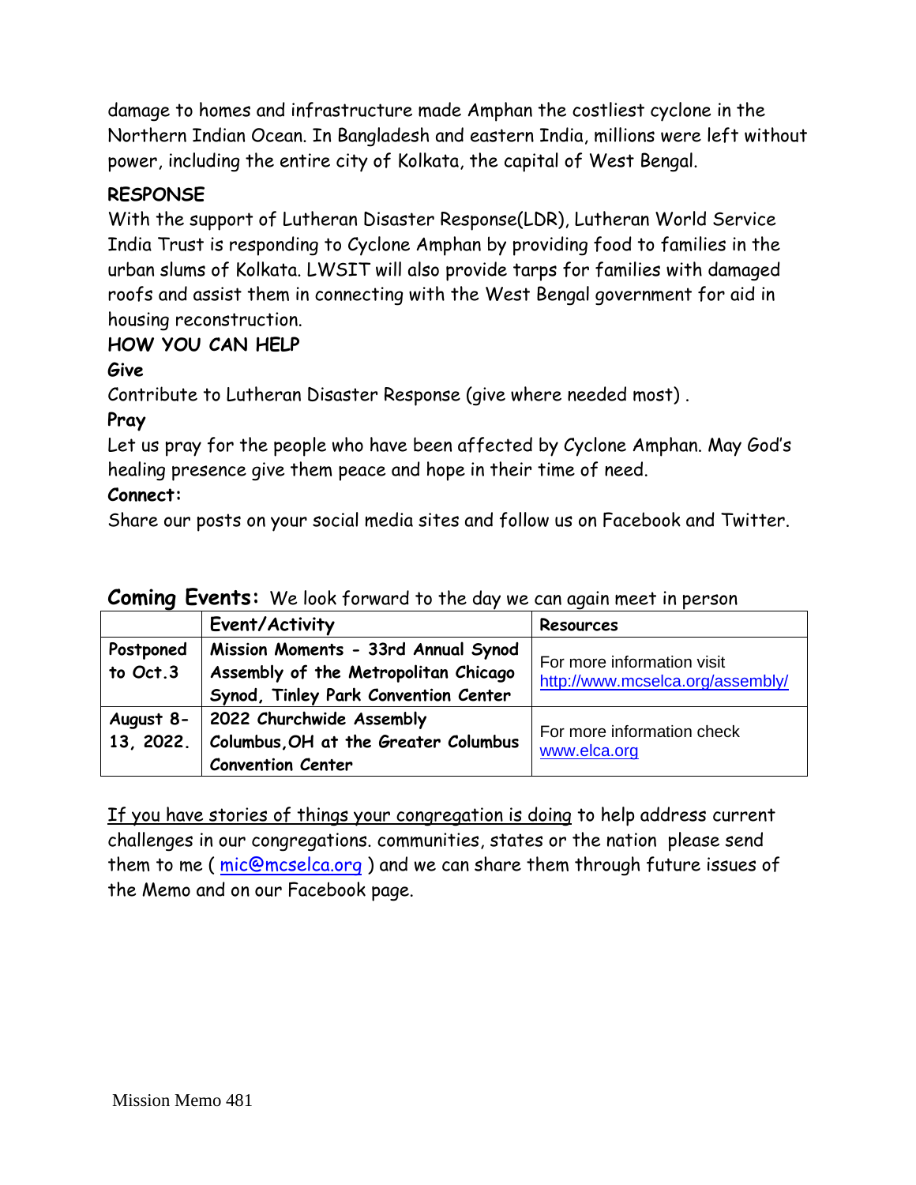damage to homes and infrastructure made Amphan the costliest cyclone in the Northern Indian Ocean. In Bangladesh and eastern India, millions were left without power, including the entire city of Kolkata, the capital of West Bengal.

**RESPONSE**

With the support of Lutheran Disaster Response(LDR), Lutheran World Service India Trust is responding to Cyclone Amphan by providing food to families in the urban slums of Kolkata. LWSIT will also provide tarps for families with damaged roofs and assist them in connecting with the West Bengal government for aid in housing reconstruction.

**HOW YOU CAN HELP**

***Give***

Contribute to Lutheran Disaster Response (give where needed most) .

**Pray**

Let us pray for the people who have been affected by Cyclone Amphan. May God's healing presence give them peace and hope in their time of need.

**Connect:**

Share our posts on your social media sites and follow us on Facebook and Twitter.

**Coming Events:** We look forward to the day we can again meet in person

| | Event/Activity | Resources |
|---|---|---|
| Postponed to Oct.3 | **Mission Moments - 33rd Annual Synod Assembly of the Metropolitan Chicago Synod, Tinley Park Convention Center** | For more information visit http://www.mcselca.org/assembly/ |
| August 8-13, 2022. | **2022 Churchwide Assembly Columbus, OH at the Greater Columbus Convention Center** | For more information check www.elca.org |

If you have stories of things your congregation is doing to help address current challenges in our congregations. communities, states or the nation please send them to me ( mic@mcselca.org ) and we can share them through future issues of the Memo and on our Facebook page.